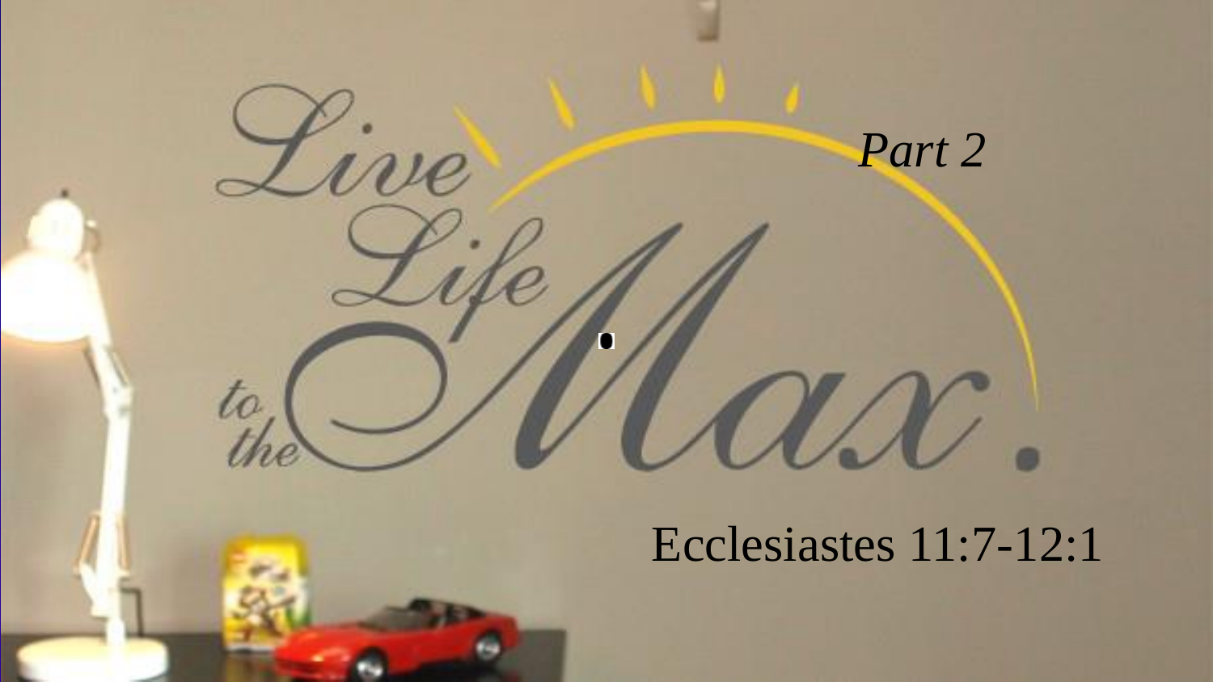# Live Life to the Max.

*Part 2*

Ecclesiastes 11:7-12:1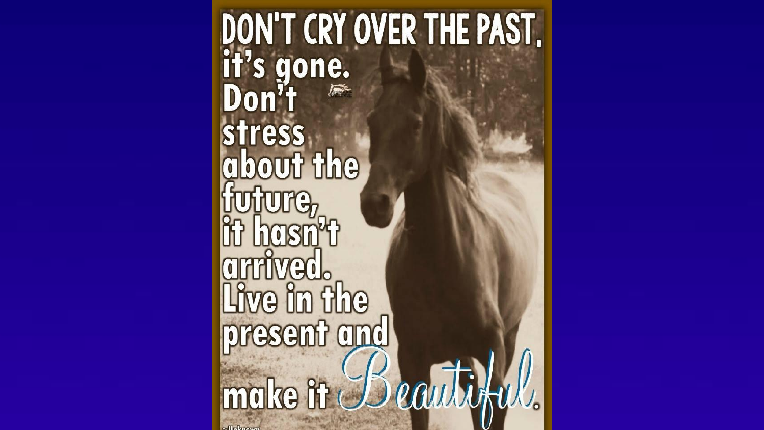DON'T CRY OVER THE PAST, it's gone. Don't stress about the future, it hasn't arrived. Live in the present and make it Beautiful.

~Unknown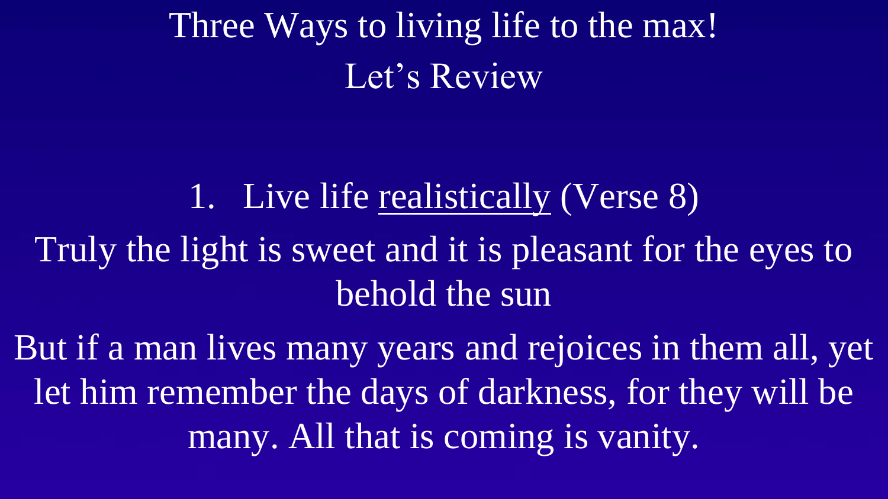# Three Ways to living life to the max!

## Let's Review

1. Live life realistically (Verse 8)

Truly the light is sweet and it is pleasant for the eyes to behold the sun

But if a man lives many years and rejoices in them all, yet let him remember the days of darkness, for they will be many. All that is coming is vanity.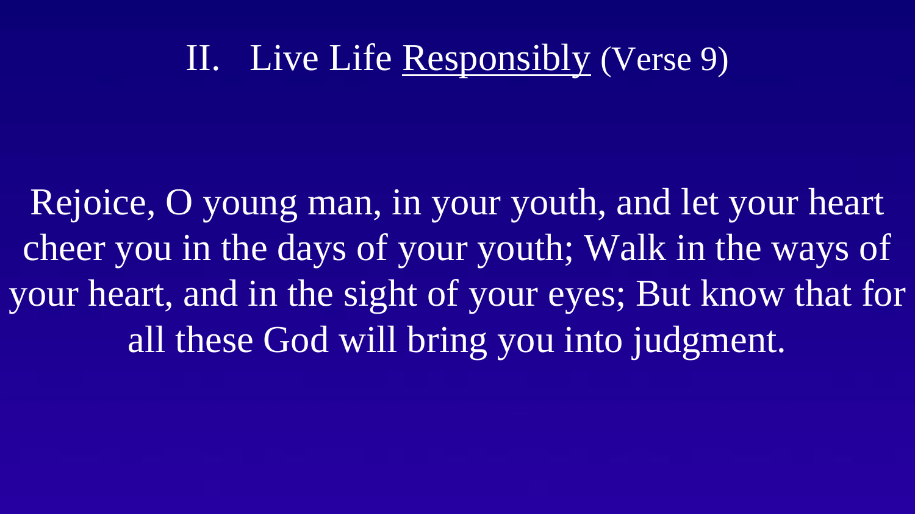## II. Live Life <u>Responsibly</u> (Verse 9)

Rejoice, O young man, in your youth, and let your heart cheer you in the days of your youth; Walk in the ways of your heart, and in the sight of your eyes; But know that for all these God will bring you into judgment.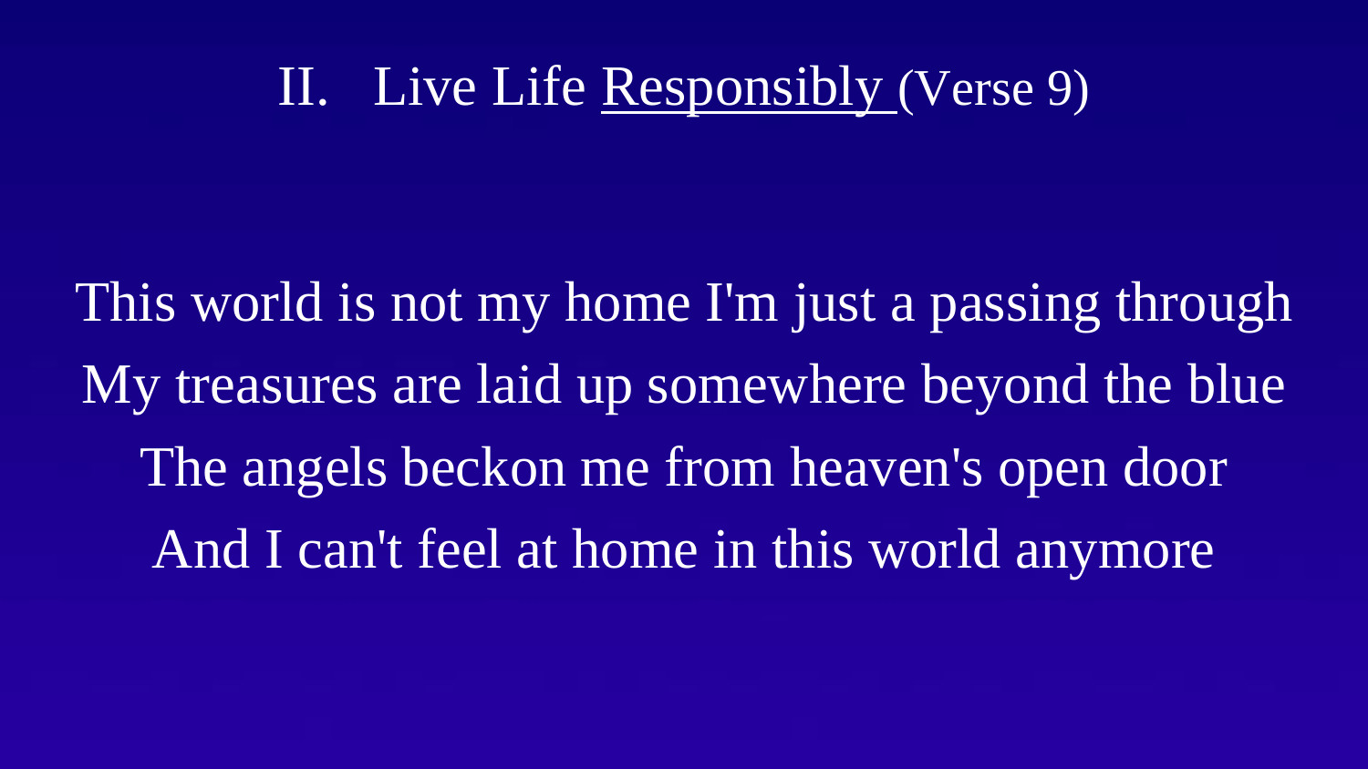## II. Live Life Responsibly (Verse 9)

This world is not my home I'm just a passing through
My treasures are laid up somewhere beyond the blue
The angels beckon me from heaven's open door
And I can't feel at home in this world anymore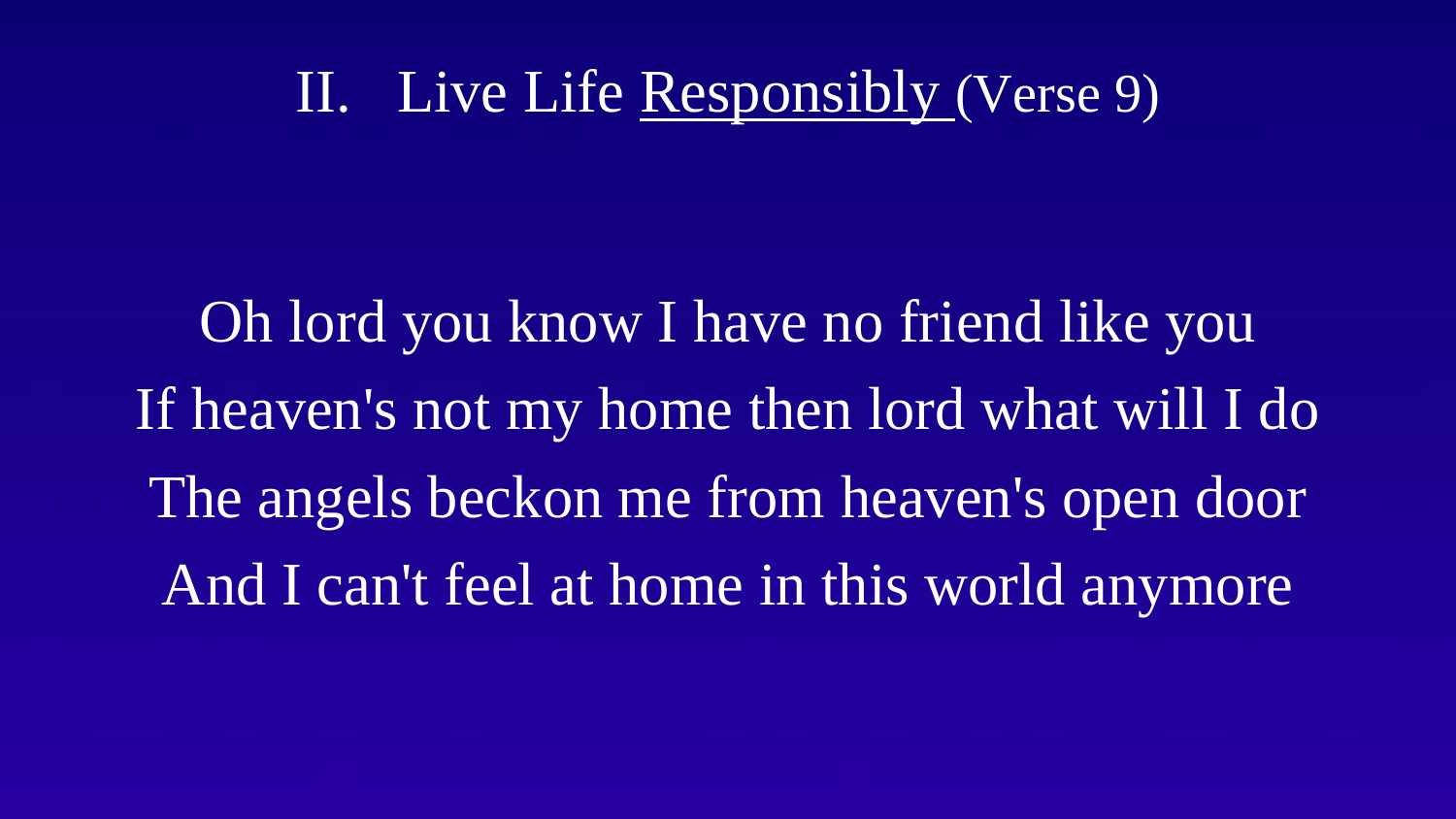## II. Live Life Responsibly (Verse 9)

Oh lord you know I have no friend like you
If heaven's not my home then lord what will I do
The angels beckon me from heaven's open door
And I can't feel at home in this world anymore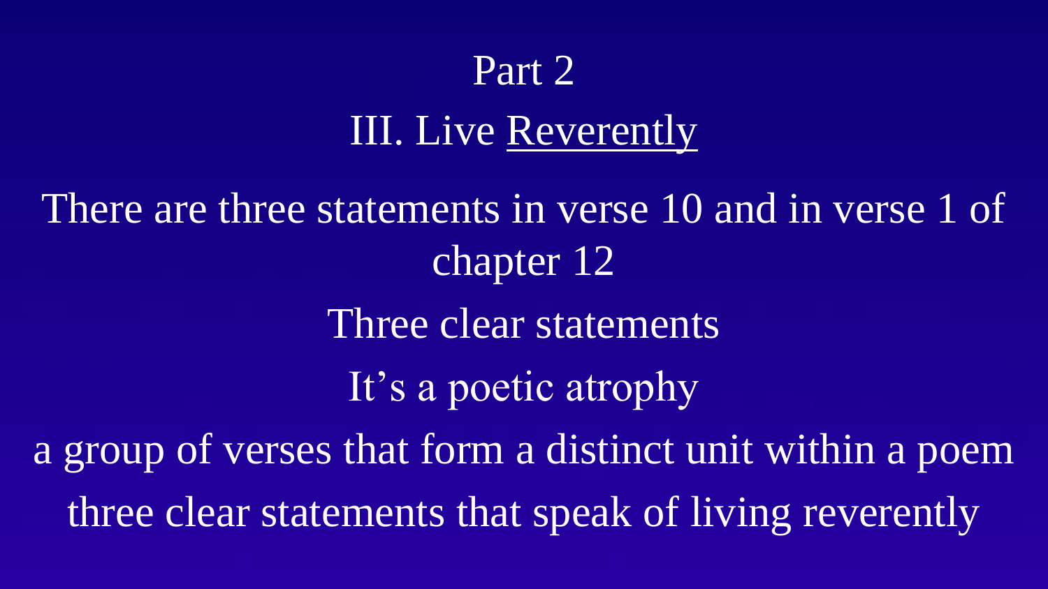# Part 2

## III. Live <u>Reverently</u>

There are three statements in verse 10 and in verse 1 of chapter 12

Three clear statements

It's a poetic atrophy

a group of verses that form a distinct unit within a poem

three clear statements that speak of living reverently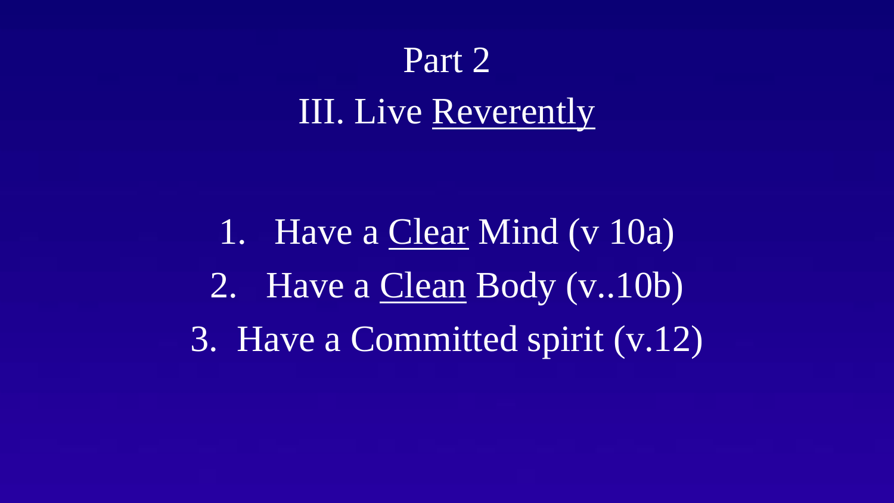# Part 2

## III. Live Reverently

1. Have a Clear Mind (v 10a)
2. Have a Clean Body (v..10b)
3. Have a Committed spirit (v.12)